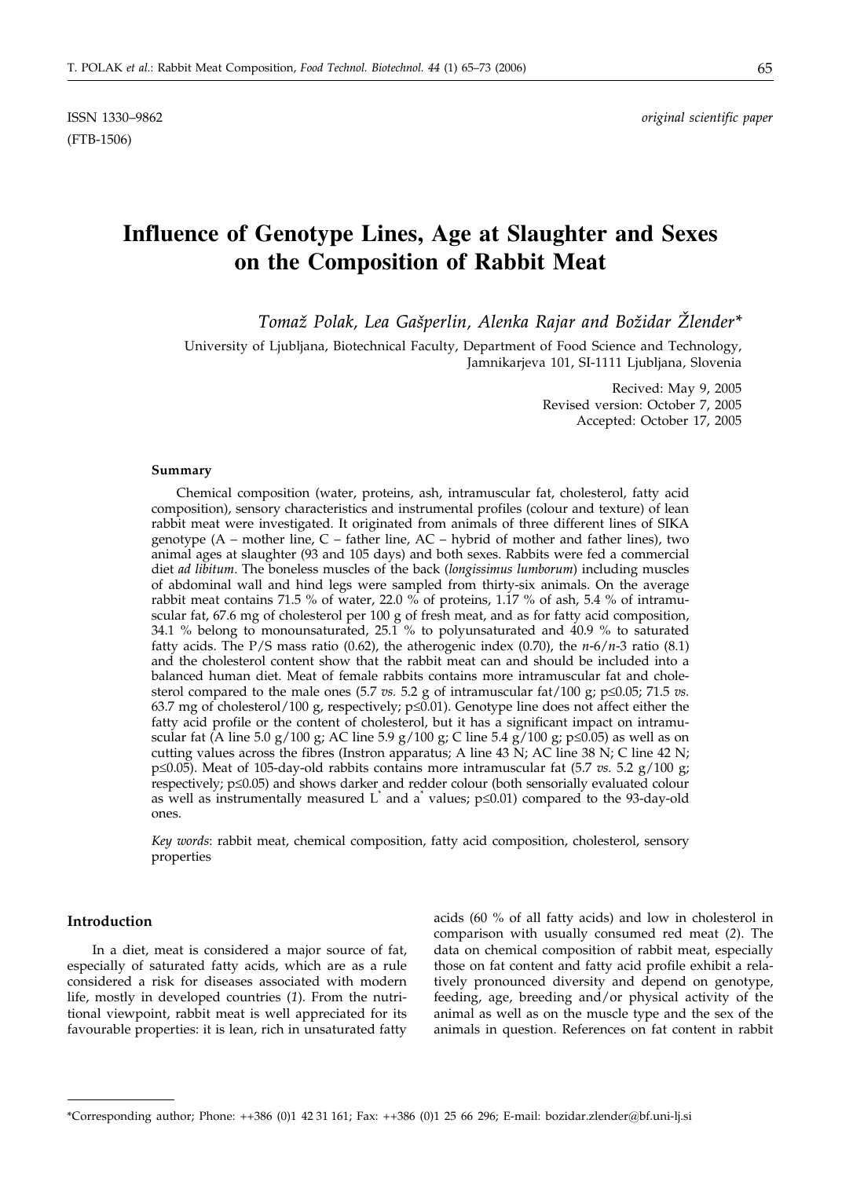ISSN 1330–9862 *original scientific paper*
(FTB-1506)

# Influence of Genotype Lines, Age at Slaughter and Sexes on the Composition of Rabbit Meat

*Tomaž Polak, Lea Gašperlin, Alenka Rajar and Božidar Žlender\**

University of Ljubljana, Biotechnical Faculty, Department of Food Science and Technology, Jamnikarjeva 101, SI-1111 Ljubljana, Slovenia

Recived: May 9, 2005
Revised version: October 7, 2005
Accepted: October 17, 2005

#### Summary

Chemical composition (water, proteins, ash, intramuscular fat, cholesterol, fatty acid composition), sensory characteristics and instrumental profiles (colour and texture) of lean rabbit meat were investigated. It originated from animals of three different lines of SIKA genotype (A – mother line, C – father line, AC – hybrid of mother and father lines), two animal ages at slaughter (93 and 105 days) and both sexes. Rabbits were fed a commercial diet *ad libitum*. The boneless muscles of the back (*longissimus lumborum*) including muscles of abdominal wall and hind legs were sampled from thirty-six animals. On the average rabbit meat contains 71.5 % of water, 22.0 % of proteins, 1.17 % of ash, 5.4 % of intramuscular fat, 67.6 mg of cholesterol per 100 g of fresh meat, and as for fatty acid composition, 34.1 % belong to monounsaturated, 25.1 % to polyunsaturated and 40.9 % to saturated fatty acids. The P/S mass ratio (0.62), the atherogenic index (0.70), the *n*-6/*n*-3 ratio (8.1) and the cholesterol content show that the rabbit meat can and should be included into a balanced human diet. Meat of female rabbits contains more intramuscular fat and cholesterol compared to the male ones (5.7 *vs.* 5.2 g of intramuscular fat/100 g; $p \leq 0.05$; 71.5 *vs.* 63.7 mg of cholesterol/100 g, respectively; $p \leq 0.01$). Genotype line does not affect either the fatty acid profile or the content of cholesterol, but it has a significant impact on intramuscular fat (A line 5.0 g/100 g; AC line 5.9 g/100 g; C line 5.4 g/100 g; $p \leq 0.05$) as well as on cutting values across the fibres (Instron apparatus; A line 43 N; AC line 38 N; C line 42 N; $p \leq 0.05$). Meat of 105-day-old rabbits contains more intramuscular fat (5.7 *vs.* 5.2 g/100 g; respectively; $p \leq 0.05$) and shows darker and redder colour (both sensorially evaluated colour as well as instrumentally measured $L^*$ and $a^*$ values; $p \leq 0.01$) compared to the 93-day-old ones.

*Key words*: rabbit meat, chemical composition, fatty acid composition, cholesterol, sensory properties

#### Introduction

In a diet, meat is considered a major source of fat, especially of saturated fatty acids, which are as a rule considered a risk for diseases associated with modern life, mostly in developed countries (*1*). From the nutritional viewpoint, rabbit meat is well appreciated for its favourable properties: it is lean, rich in unsaturated fatty acids (60 % of all fatty acids) and low in cholesterol in comparison with usually consumed red meat (*2*). The data on chemical composition of rabbit meat, especially those on fat content and fatty acid profile exhibit a relatively pronounced diversity and depend on genotype, feeding, age, breeding and/or physical activity of the animal as well as on the muscle type and the sex of the animals in question. References on fat content in rabbit

\*Corresponding author; Phone: ++386 (0)1 42 31 161; Fax: ++386 (0)1 25 66 296; E-mail: bozidar.zlender@bf.uni-lj.si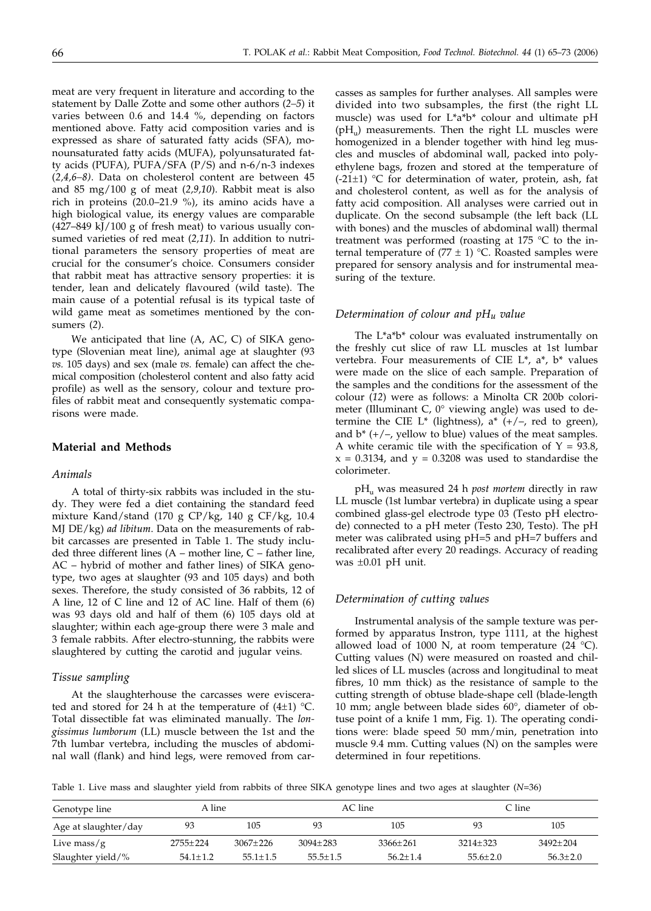meat are very frequent in literature and according to the statement by Dalle Zotte and some other authors (*2–5*) it varies between 0.6 and 14.4 %, depending on factors mentioned above. Fatty acid composition varies and is expressed as share of saturated fatty acids (SFA), monounsaturated fatty acids (MUFA), polyunsaturated fatty acids (PUFA), PUFA/SFA (P/S) and n-6/n-3 indexes (*2,4,6–8*). Data on cholesterol content are between 45 and 85 mg/100 g of meat (*2,9,10*). Rabbit meat is also rich in proteins (20.0–21.9 %), its amino acids have a high biological value, its energy values are comparable (427–849 kJ/100 g of fresh meat) to various usually consumed varieties of red meat (*2,11*). In addition to nutritional parameters the sensory properties of meat are crucial for the consumer's choice. Consumers consider that rabbit meat has attractive sensory properties: it is tender, lean and delicately flavoured (wild taste). The main cause of a potential refusal is its typical taste of wild game meat as sometimes mentioned by the consumers (*2*).

We anticipated that line (A, AC, C) of SIKA genotype (Slovenian meat line), animal age at slaughter (93 *vs.* 105 days) and sex (male *vs.* female) can affect the chemical composition (cholesterol content and also fatty acid profile) as well as the sensory, colour and texture profiles of rabbit meat and consequently systematic comparisons were made.

## Material and Methods

### *Animals*

A total of thirty-six rabbits was included in the study. They were fed a diet containing the standard feed mixture Kand/stand (170 g CP/kg, 140 g CF/kg, 10.4 MJ DE/kg) *ad libitum*. Data on the measurements of rabbit carcasses are presented in Table 1. The study included three different lines (A – mother line, C – father line, AC – hybrid of mother and father lines) of SIKA genotype, two ages at slaughter (93 and 105 days) and both sexes. Therefore, the study consisted of 36 rabbits, 12 of A line, 12 of C line and 12 of AC line. Half of them (6) was 93 days old and half of them (6) 105 days old at slaughter; within each age-group there were 3 male and 3 female rabbits. After electro-stunning, the rabbits were slaughtered by cutting the carotid and jugular veins.

### *Tissue sampling*

At the slaughterhouse the carcasses were eviscerated and stored for 24 h at the temperature of (4±1) °C. Total dissectible fat was eliminated manually. The *longissimus lumborum* (LL) muscle between the 1st and the 7th lumbar vertebra, including the muscles of abdominal wall (flank) and hind legs, were removed from carcasses as samples for further analyses. All samples were divided into two subsamples, the first (the right LL muscle) was used for L\*a\*b\* colour and ultimate pH ($pH_u$) measurements. Then the right LL muscles were homogenized in a blender together with hind leg muscles and muscles of abdominal wall, packed into polyethylene bags, frozen and stored at the temperature of (-21±1) °C for determination of water, protein, ash, fat and cholesterol content, as well as for the analysis of fatty acid composition. All analyses were carried out in duplicate. On the second subsample (the left back (LL with bones) and the muscles of abdominal wall) thermal treatment was performed (roasting at 175 °C to the internal temperature of (77 ± 1) °C. Roasted samples were prepared for sensory analysis and for instrumental measuring of the texture.

### *Determination of colour and $pH_u$ value*

The L\*a\*b\* colour was evaluated instrumentally on the freshly cut slice of raw LL muscles at 1st lumbar vertebra. Four measurements of CIE L\*, a\*, b\* values were made on the slice of each sample. Preparation of the samples and the conditions for the assessment of the colour (*12*) were as follows: a Minolta CR 200b colorimeter (Illuminant C, 0° viewing angle) was used to determine the CIE L\* (lightness), a\* (+/–, red to green), and b\* (+/–, yellow to blue) values of the meat samples. A white ceramic tile with the specification of Y = 93.8, x = 0.3134, and y = 0.3208 was used to standardise the colorimeter.

$pH_u$ was measured 24 h *post mortem* directly in raw LL muscle (1st lumbar vertebra) in duplicate using a spear combined glass-gel electrode type 03 (Testo pH electrode) connected to a pH meter (Testo 230, Testo). The pH meter was calibrated using pH=5 and pH=7 buffers and recalibrated after every 20 readings. Accuracy of reading was ±0.01 pH unit.

### *Determination of cutting values*

Instrumental analysis of the sample texture was performed by apparatus Instron, type 1111, at the highest allowed load of 1000 N, at room temperature (24 °C). Cutting values (N) were measured on roasted and chilled slices of LL muscles (across and longitudinal to meat fibres, 10 mm thick) as the resistance of sample to the cutting strength of obtuse blade-shape cell (blade-length 10 mm; angle between blade sides 60°, diameter of obtuse point of a knife 1 mm, Fig. 1). The operating conditions were: blade speed 50 mm/min, penetration into muscle 9.4 mm. Cutting values (N) on the samples were determined in four repetitions.

Table 1. Live mass and slaughter yield from rabbits of three SIKA genotype lines and two ages at slaughter (*N*=36)

| Genotype line | A line | | AC line | | C line | |
|---|---|---|---|---|---|---|
| Age at slaughter/day | 93 | 105 | 93 | 105 | 93 | 105 |
| Live mass/g | 2755±224 | 3067±226 | 3094±283 | 3366±261 | 3214±323 | 3492±204 |
| Slaughter yield/% | 54.1±1.2 | 55.1±1.5 | 55.5±1.5 | 56.2±1.4 | 55.6±2.0 | 56.3±2.0 |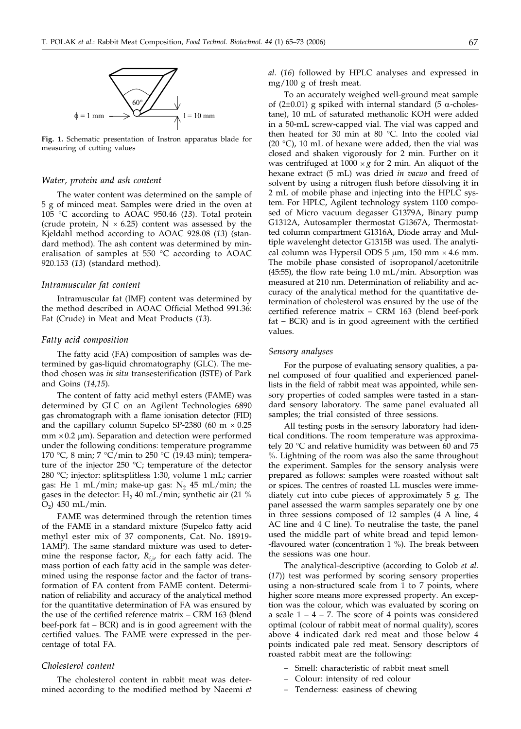Fig. 1. Schematic presentation of Instron apparatus blade for measuring of cutting values

### *Water, protein and ash content*

The water content was determined on the sample of 5 g of minced meat. Samples were dried in the oven at 105 °C according to AOAC 950.46 (*13*). Total protein (crude protein, N × 6.25) content was assessed by the Kjeldahl method according to AOAC 928.08 (*13*) (standard method). The ash content was determined by mineralisation of samples at 550 °C according to AOAC 920.153 (*13*) (standard method).

### *Intramuscular fat content*

Intramuscular fat (IMF) content was determined by the method described in AOAC Official Method 991.36: Fat (Crude) in Meat and Meat Products (*13*).

### *Fatty acid composition*

The fatty acid (FA) composition of samples was determined by gas-liquid chromatography (GLC). The method chosen was *in situ* transesterification (ISTE) of Park and Goins (*14,15*).

The content of fatty acid methyl esters (FAME) was determined by GLC on an Agilent Technologies 6890 gas chromatograph with a flame ionisation detector (FID) and the capillary column Supelco SP-2380 (60 m × 0.25 mm × 0.2 μm). Separation and detection were performed under the following conditions: temperature programme 170 °C, 8 min; 7 °C/min to 250 °C (19.43 min); temperature of the injector 250 °C; temperature of the detector 280 °C; injector: split:splitless 1:30, volume 1 mL; carrier gas: He 1 mL/min; make-up gas: $N_2$ 45 mL/min; the gases in the detector: $H_2$ 40 mL/min; synthetic air (21 % $O_2$) 450 mL/min.

FAME was determined through the retention times of the FAME in a standard mixture (Supelco fatty acid methyl ester mix of 37 components, Cat. No. 18919-1AMP). The same standard mixture was used to determine the response factor, $R_{f,i}$, for each fatty acid. The mass portion of each fatty acid in the sample was determined using the response factor and the factor of transformation of FA content from FAME content. Determination of reliability and accuracy of the analytical method for the quantitative determination of FA was ensured by the use of the certified reference matrix – CRM 163 (blend beef-pork fat – BCR) and is in good agreement with the certified values. The FAME were expressed in the percentage of total FA.

### *Cholesterol content*

The cholesterol content in rabbit meat was determined according to the modified method by Naeemi *et al.* (*16*) followed by HPLC analyses and expressed in mg/100 g of fresh meat.

To an accurately weighed well-ground meat sample of (2±0.01) g spiked with internal standard (5 α-cholestane), 10 mL of saturated methanolic KOH were added in a 50-mL screw-capped vial. The vial was capped and then heated for 30 min at 80 °C. Into the cooled vial (20 °C), 10 mL of hexane were added, then the vial was closed and shaken vigorously for 2 min. Further on it was centrifuged at 1000 × *g* for 2 min. An aliquot of the hexane extract (5 mL) was dried *in vacuo* and freed of solvent by using a nitrogen flush before dissolving it in 2 mL of mobile phase and injecting into the HPLC system. For HPLC, Agilent technology system 1100 composed of Micro vacuum degasser G1379A, Binary pump G1312A, Autosampler thermostat G1367A, Thermostatted column compartment G1316A, Diode array and Multiple wavelenght detector G1315B was used. The analytical column was Hypersil ODS 5 μm, 150 mm × 4.6 mm. The mobile phase consisted of isopropanol/acetonitrile (45:55), the flow rate being 1.0 mL/min. Absorption was measured at 210 nm. Determination of reliability and accuracy of the analytical method for the quantitative determination of cholesterol was ensured by the use of the certified reference matrix – CRM 163 (blend beef-pork fat – BCR) and is in good agreement with the certified values.

### *Sensory analyses*

For the purpose of evaluating sensory qualities, a panel composed of four qualified and experienced panellists in the field of rabbit meat was appointed, while sensory properties of coded samples were tasted in a standard sensory laboratory. The same panel evaluated all samples; the trial consisted of three sessions.

All testing posts in the sensory laboratory had identical conditions. The room temperature was approximately 20 °C and relative humidity was between 60 and 75 %. Lightning of the room was also the same throughout the experiment. Samples for the sensory analysis were prepared as follows: samples were roasted without salt or spices. The centres of roasted LL muscles were immediately cut into cube pieces of approximately 5 g. The panel assessed the warm samples separately one by one in three sessions composed of 12 samples (4 A line, 4 AC line and 4 C line). To neutralise the taste, the panel used the middle part of white bread and tepid lemon-flavoured water (concentration 1 %). The break between the sessions was one hour.

The analytical-descriptive (according to Golob *et al.* (*17*)) test was performed by scoring sensory properties using a non-structured scale from 1 to 7 points, where higher score means more expressed property. An exception was the colour, which was evaluated by scoring on a scale 1 – 4 – 7. The score of 4 points was considered optimal (colour of rabbit meat of normal quality), scores above 4 indicated dark red meat and those below 4 points indicated pale red meat. Sensory descriptors of roasted rabbit meat are the following:

- Smell: characteristic of rabbit meat smell
- Colour: intensity of red colour
- Tenderness: easiness of chewing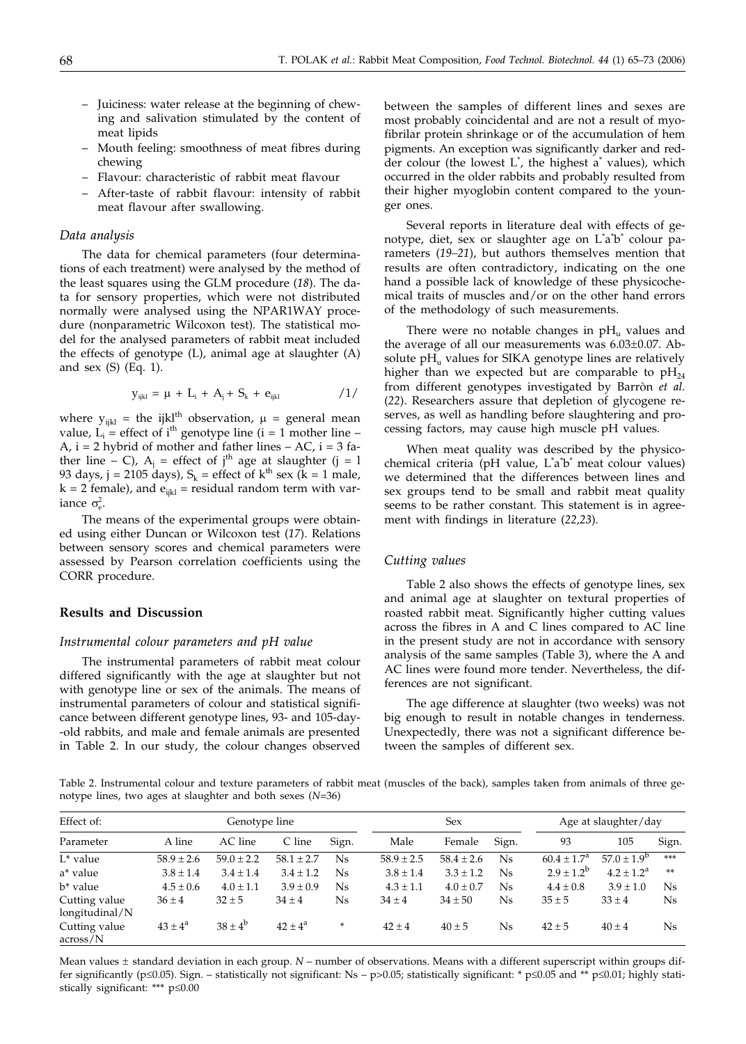- Juiciness: water release at the beginning of chewing and salivation stimulated by the content of meat lipids
- Mouth feeling: smoothness of meat fibres during chewing
- Flavour: characteristic of rabbit meat flavour
- After-taste of rabbit flavour: intensity of rabbit meat flavour after swallowing.

### *Data analysis*

The data for chemical parameters (four determinations of each treatment) were analysed by the method of the least squares using the GLM procedure (*18*). The data for sensory properties, which were not distributed normally were analysed using the NPAR1WAY procedure (nonparametric Wilcoxon test). The statistical model for the analysed parameters of rabbit meat included the effects of genotype (L), animal age at slaughter (A) and sex (S) (Eq. 1).

$$y_{ijkl} = \mu + L_i + A_j + S_k + e_{ijkl} \qquad /1/$$

where $y_{ijkl}$ = the ijkl$^{th}$ observation, $\mu$ = general mean value, $L_i$ = effect of i$^{th}$ genotype line (i = 1 mother line – A, i = 2 hybrid of mother and father lines – AC, i = 3 father line – C), $A_j$ = effect of j$^{th}$ age at slaughter (j = 1 93 days, j = 2105 days), $S_k$ = effect of k$^{th}$ sex (k = 1 male, k = 2 female), and $e_{ijkl}$ = residual random term with variance $\sigma_e^2$.

The means of the experimental groups were obtained using either Duncan or Wilcoxon test (*17*). Relations between sensory scores and chemical parameters were assessed by Pearson correlation coefficients using the CORR procedure.

## Results and Discussion

### *Instrumental colour parameters and pH value*

The instrumental parameters of rabbit meat colour differed significantly with the age at slaughter but not with genotype line or sex of the animals. The means of instrumental parameters of colour and statistical significance between different genotype lines, 93- and 105-day-old rabbits, and male and female animals are presented in Table 2. In our study, the colour changes observed between the samples of different lines and sexes are most probably coincidental and are not a result of myofibrilar protein shrinkage or of the accumulation of hem pigments. An exception was significantly darker and redder colour (the lowest L*, the highest a* values), which occurred in the older rabbits and probably resulted from their higher myoglobin content compared to the younger ones.

Several reports in literature deal with effects of genotype, diet, sex or slaughter age on L*a*b* colour parameters (*19–21*), but authors themselves mention that results are often contradictory, indicating on the one hand a possible lack of knowledge of these physicochemical traits of muscles and/or on the other hand errors of the methodology of such measurements.

There were no notable changes in $pH_u$ values and the average of all our measurements was 6.03±0.07. Absolute $pH_u$ values for SIKA genotype lines are relatively higher than we expected but are comparable to $pH_{24}$ from different genotypes investigated by Barròn *et al.* (*22*). Researchers assure that depletion of glycogene reserves, as well as handling before slaughtering and processing factors, may cause high muscle pH values.

When meat quality was described by the physicochemical criteria (pH value, L*a*b* meat colour values) we determined that the differences between lines and sex groups tend to be small and rabbit meat quality seems to be rather constant. This statement is in agreement with findings in literature (*22,23*).

### *Cutting values*

Table 2 also shows the effects of genotype lines, sex and animal age at slaughter on textural properties of roasted rabbit meat. Significantly higher cutting values across the fibres in A and C lines compared to AC line in the present study are not in accordance with sensory analysis of the same samples (Table 3), where the A and AC lines were found more tender. Nevertheless, the differences are not significant.

The age difference at slaughter (two weeks) was not big enough to result in notable changes in tenderness. Unexpectedly, there was not a significant difference between the samples of different sex.

Table 2. Instrumental colour and texture parameters of rabbit meat (muscles of the back), samples taken from animals of three genotype lines, two ages at slaughter and both sexes (*N*=36)

| Effect of: | Genotype line | | | | Sex | | | Age at slaughter/day | | |
|---|---|---|---|---|---|---|---|---|---|---|
| Parameter | A line | AC line | C line | Sign. | Male | Female | Sign. | 93 | 105 | Sign. |
| L* value | 58.9 ± 2.6 | 59.0 ± 2.2 | 58.1 ± 2.7 | Ns | 58.9 ± 2.5 | 58.4 ± 2.6 | Ns | 60.4 ± 1.7$^a$ | 57.0 ± 1.9$^b$ | *** |
| a* value | 3.8 ± 1.4 | 3.4 ± 1.4 | 3.4 ± 1.2 | Ns | 3.8 ± 1.4 | 3.3 ± 1.2 | Ns | 2.9 ± 1.2$^b$ | 4.2 ± 1.2$^a$ | ** |
| b* value | 4.5 ± 0.6 | 4.0 ± 1.1 | 3.9 ± 0.9 | Ns | 4.3 ± 1.1 | 4.0 ± 0.7 | Ns | 4.4 ± 0.8 | 3.9 ± 1.0 | Ns |
| Cutting value longitudinal/N | 36 ± 4 | 32 ± 5 | 34 ± 4 | Ns | 34 ± 4 | 34 ± 50 | Ns | 35 ± 5 | 33 ± 4 | Ns |
| Cutting value across/N | 43 ± 4$^a$ | 38 ± 4$^b$ | 42 ± 4$^a$ | * | 42 ± 4 | 40 ± 5 | Ns | 42 ± 5 | 40 ± 4 | Ns |

Mean values ± standard deviation in each group. *N* – number of observations. Means with a different superscript within groups differ significantly (p≤0.05). Sign. – statistically not significant: Ns – p>0.05; statistically significant: * p≤0.05 and ** p≤0.01; highly statistically significant: *** p≤0.00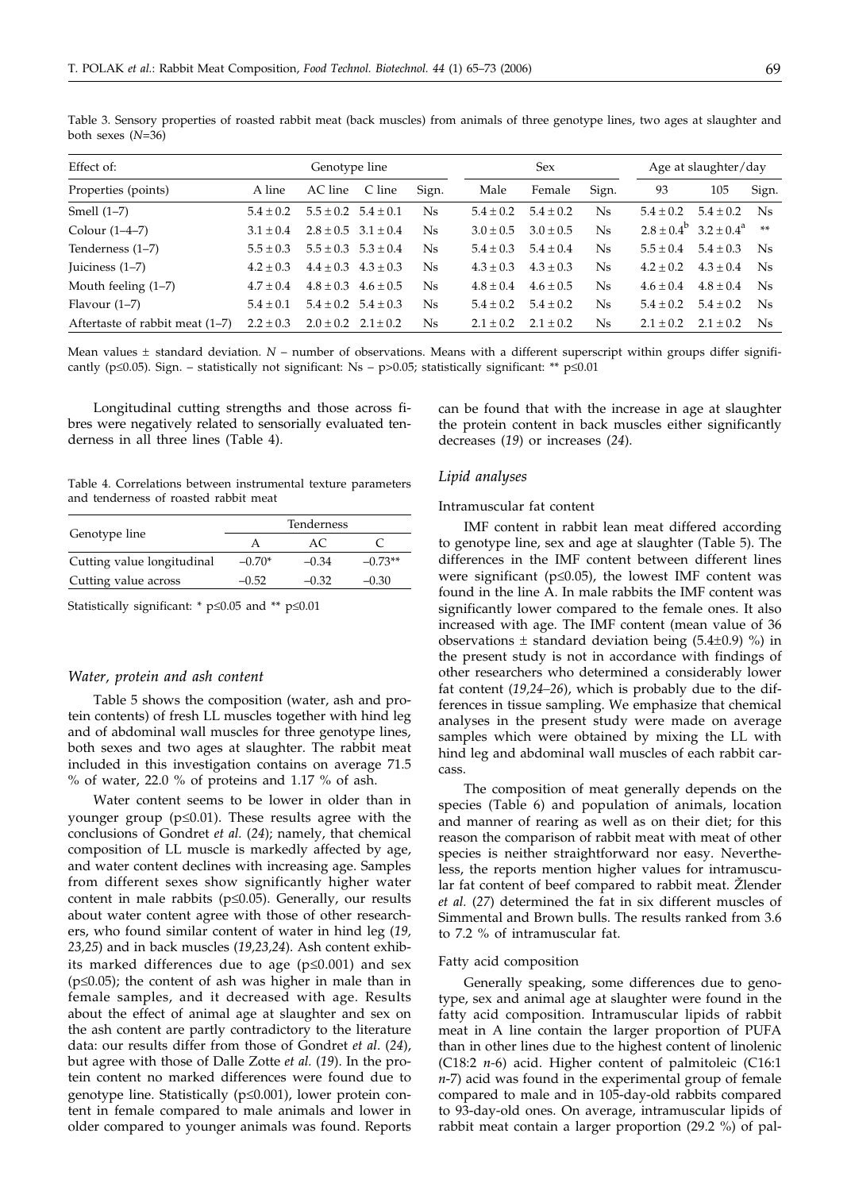Table 3. Sensory properties of roasted rabbit meat (back muscles) from animals of three genotype lines, two ages at slaughter and both sexes (*N*=36)

| Effect of: | Genotype line | | | | Sex | | | Age at slaughter/day | | |
|---|---|---|---|---|---|---|---|---|---|---|
| Properties (points) | A line | AC line | C line | Sign. | Male | Female | Sign. | 93 | 105 | Sign. |
| Smell (1–7) | 5.4 ± 0.2 | 5.5 ± 0.2 | 5.4 ± 0.1 | Ns | 5.4 ± 0.2 | 5.4 ± 0.2 | Ns | 5.4 ± 0.2 | 5.4 ± 0.2 | Ns |
| Colour (1–4–7) | 3.1 ± 0.4 | 2.8 ± 0.5 | 3.1 ± 0.4 | Ns | 3.0 ± 0.5 | 3.0 ± 0.5 | Ns | $2.8 \pm 0.4^{b}$ | $3.2 \pm 0.4^{a}$ | ** |
| Tenderness (1–7) | 5.5 ± 0.3 | 5.5 ± 0.3 | 5.3 ± 0.4 | Ns | 5.4 ± 0.3 | 5.4 ± 0.4 | Ns | 5.5 ± 0.4 | 5.4 ± 0.3 | Ns |
| Juiciness (1–7) | 4.2 ± 0.3 | 4.4 ± 0.3 | 4.3 ± 0.3 | Ns | 4.3 ± 0.3 | 4.3 ± 0.3 | Ns | 4.2 ± 0.2 | 4.3 ± 0.4 | Ns |
| Mouth feeling (1–7) | 4.7 ± 0.4 | 4.8 ± 0.3 | 4.6 ± 0.5 | Ns | 4.8 ± 0.4 | 4.6 ± 0.5 | Ns | 4.6 ± 0.4 | 4.8 ± 0.4 | Ns |
| Flavour (1–7) | 5.4 ± 0.1 | 5.4 ± 0.2 | 5.4 ± 0.3 | Ns | 5.4 ± 0.2 | 5.4 ± 0.2 | Ns | 5.4 ± 0.2 | 5.4 ± 0.2 | Ns |
| Aftertaste of rabbit meat (1–7) | 2.2 ± 0.3 | 2.0 ± 0.2 | 2.1 ± 0.2 | Ns | 2.1 ± 0.2 | 2.1 ± 0.2 | Ns | 2.1 ± 0.2 | 2.1 ± 0.2 | Ns |

Mean values ± standard deviation. *N* – number of observations. Means with a different superscript within groups differ significantly ($p \le 0.05$). Sign. – statistically not significant: Ns – $p > 0.05$; statistically significant: ** $p \le 0.01$

Longitudinal cutting strengths and those across fibres were negatively related to sensorially evaluated tenderness in all three lines (Table 4).

Table 4. Correlations between instrumental texture parameters and tenderness of roasted rabbit meat

| Genotype line | Tenderness | | |
|---|---|---|---|
| | A | AC | C |
| Cutting value longitudinal | –0.70* | –0.34 | –0.73** |
| Cutting value across | –0.52 | –0.32 | –0.30 |

Statistically significant: * $p \le 0.05$ and ** $p \le 0.01$

### *Water, protein and ash content*

Table 5 shows the composition (water, ash and protein contents) of fresh LL muscles together with hind leg and of abdominal wall muscles for three genotype lines, both sexes and two ages at slaughter. The rabbit meat included in this investigation contains on average 71.5 % of water, 22.0 % of proteins and 1.17 % of ash.

Water content seems to be lower in older than in younger group ($p \le 0.01$). These results agree with the conclusions of Gondret *et al.* (*24*); namely, that chemical composition of LL muscle is markedly affected by age, and water content declines with increasing age. Samples from different sexes show significantly higher water content in male rabbits ($p \le 0.05$). Generally, our results about water content agree with those of other researchers, who found similar content of water in hind leg (*19*, *23,25*) and in back muscles (*19,23,24*). Ash content exhibits marked differences due to age ($p \le 0.001$) and sex ($p \le 0.05$); the content of ash was higher in male than in female samples, and it decreased with age. Results about the effect of animal age at slaughter and sex on the ash content are partly contradictory to the literature data: our results differ from those of Gondret *et al.* (*24*), but agree with those of Dalle Zotte *et al.* (*19*). In the protein content no marked differences were found due to genotype line. Statistically ($p \le 0.001$), lower protein content in female compared to male animals and lower in older compared to younger animals was found. Reports can be found that with the increase in age at slaughter the protein content in back muscles either significantly decreases (*19*) or increases (*24*).

### *Lipid analyses*

#### Intramuscular fat content

IMF content in rabbit lean meat differed according to genotype line, sex and age at slaughter (Table 5). The differences in the IMF content between different lines were significant ($p \le 0.05$), the lowest IMF content was found in the line A. In male rabbits the IMF content was significantly lower compared to the female ones. It also increased with age. The IMF content (mean value of 36 observations ± standard deviation being (5.4±0.9) %) in the present study is not in accordance with findings of other researchers who determined a considerably lower fat content (*19,24–26*), which is probably due to the differences in tissue sampling. We emphasize that chemical analyses in the present study were made on average samples which were obtained by mixing the LL with hind leg and abdominal wall muscles of each rabbit carcass.

The composition of meat generally depends on the species (Table 6) and population of animals, location and manner of rearing as well as on their diet; for this reason the comparison of rabbit meat with meat of other species is neither straightforward nor easy. Nevertheless, the reports mention higher values for intramuscular fat content of beef compared to rabbit meat. Žlender *et al.* (*27*) determined the fat in six different muscles of Simmental and Brown bulls. The results ranked from 3.6 to 7.2 % of intramuscular fat.

#### Fatty acid composition

Generally speaking, some differences due to genotype, sex and animal age at slaughter were found in the fatty acid composition. Intramuscular lipids of rabbit meat in A line contain the larger proportion of PUFA than in other lines due to the highest content of linolenic (C18:2 *n*-6) acid. Higher content of palmitoleic (C16:1 *n*-7) acid was found in the experimental group of female compared to male and in 105-day-old rabbits compared to 93-day-old ones. On average, intramuscular lipids of rabbit meat contain a larger proportion (29.2 %) of pal-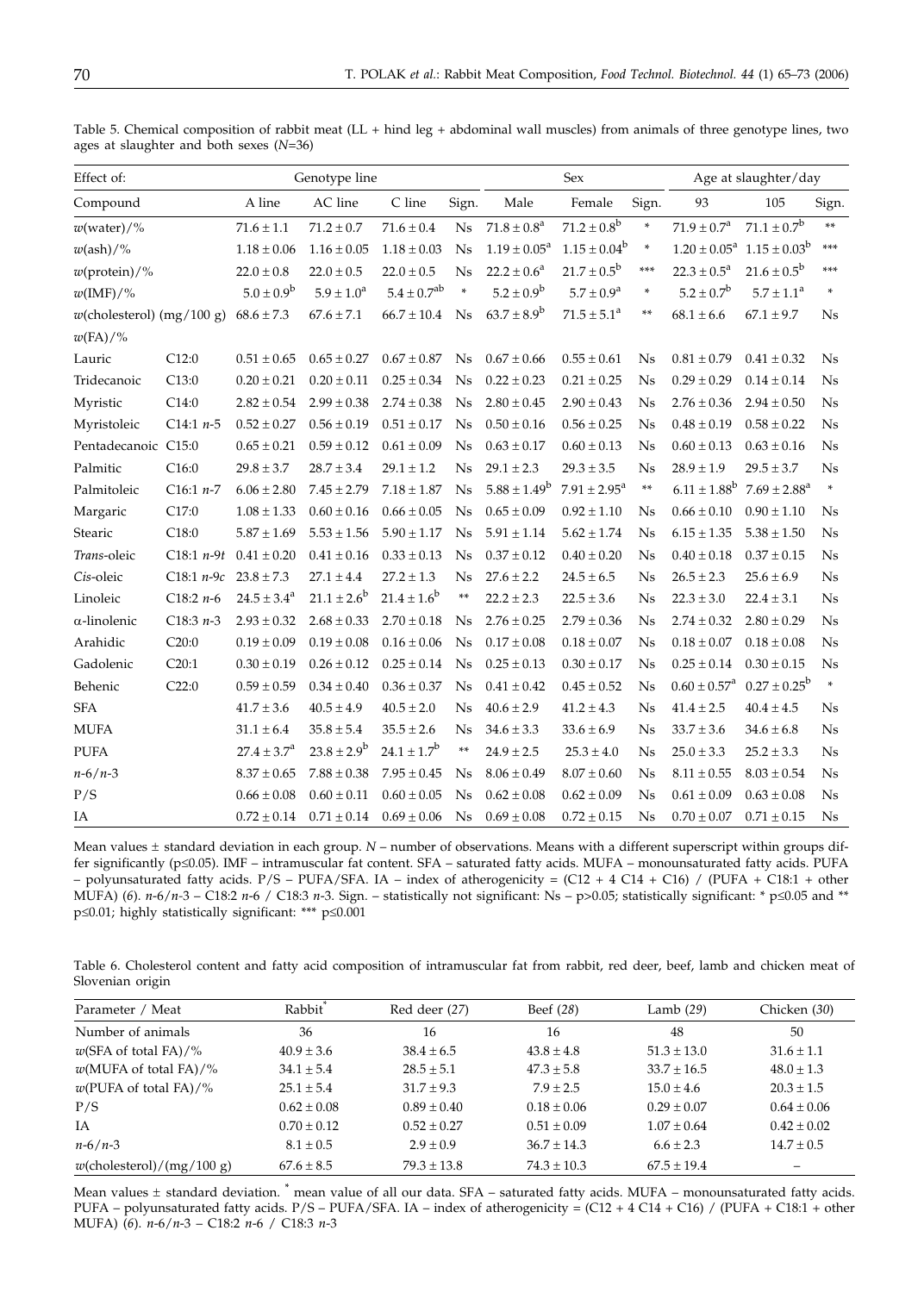Table 5. Chemical composition of rabbit meat (LL + hind leg + abdominal wall muscles) from animals of three genotype lines, two ages at slaughter and both sexes ($N$=36)

| Effect of: | | Genotype line | | | | Sex | | | Age at slaughter/day | | |
|---|---|---|---|---|---|---|---|---|---|---|---|
| Compound | | A line | AC line | C line | Sign. | Male | Female | Sign. | 93 | 105 | Sign. |
| $w$(water)/% | | 71.6 ± 1.1 | 71.2 ± 0.7 | 71.6 ± 0.4 | Ns | 71.8 ± 0.8$^a$ | 71.2 ± 0.8$^b$ | * | 71.9 ± 0.7$^a$ | 71.1 ± 0.7$^b$ | ** |
| $w$(ash)/% | | 1.18 ± 0.06 | 1.16 ± 0.05 | 1.18 ± 0.03 | Ns | 1.19 ± 0.05$^a$ | 1.15 ± 0.04$^b$ | * | 1.20 ± 0.05$^a$ | 1.15 ± 0.03$^b$ | *** |
| $w$(protein)/% | | 22.0 ± 0.8 | 22.0 ± 0.5 | 22.0 ± 0.5 | Ns | 22.2 ± 0.6$^a$ | 21.7 ± 0.5$^b$ | *** | 22.3 ± 0.5$^a$ | 21.6 ± 0.5$^b$ | *** |
| $w$(IMF)/% | | 5.0 ± 0.9$^b$ | 5.9 ± 1.0$^a$ | 5.4 ± 0.7$^{ab}$ | * | 5.2 ± 0.9$^b$ | 5.7 ± 0.9$^a$ | * | 5.2 ± 0.7$^b$ | 5.7 ± 1.1$^a$ | * |
| $w$(cholesterol) (mg/100 g) | | 68.6 ± 7.3 | 67.6 ± 7.1 | 66.7 ± 10.4 | Ns | 63.7 ± 8.9$^b$ | 71.5 ± 5.1$^a$ | ** | 68.1 ± 6.6 | 67.1 ± 9.7 | Ns |
| $w$(FA)/% | | | | | | | | | | | |
| Lauric | C12:0 | 0.51 ± 0.65 | 0.65 ± 0.27 | 0.67 ± 0.87 | Ns | 0.67 ± 0.66 | 0.55 ± 0.61 | Ns | 0.81 ± 0.79 | 0.41 ± 0.32 | Ns |
| Tridecanoic | C13:0 | 0.20 ± 0.21 | 0.20 ± 0.11 | 0.25 ± 0.34 | Ns | 0.22 ± 0.23 | 0.21 ± 0.25 | Ns | 0.29 ± 0.29 | 0.14 ± 0.14 | Ns |
| Myristic | C14:0 | 2.82 ± 0.54 | 2.99 ± 0.38 | 2.74 ± 0.38 | Ns | 2.80 ± 0.45 | 2.90 ± 0.43 | Ns | 2.76 ± 0.36 | 2.94 ± 0.50 | Ns |
| Myristoleic | C14:1 *n*-5 | 0.52 ± 0.27 | 0.56 ± 0.19 | 0.51 ± 0.17 | Ns | 0.50 ± 0.16 | 0.56 ± 0.25 | Ns | 0.48 ± 0.19 | 0.58 ± 0.22 | Ns |
| Pentadecanoic | C15:0 | 0.65 ± 0.21 | 0.59 ± 0.12 | 0.61 ± 0.09 | Ns | 0.63 ± 0.17 | 0.60 ± 0.13 | Ns | 0.60 ± 0.13 | 0.63 ± 0.16 | Ns |
| Palmitic | C16:0 | 29.8 ± 3.7 | 28.7 ± 3.4 | 29.1 ± 1.2 | Ns | 29.1 ± 2.3 | 29.3 ± 3.5 | Ns | 28.9 ± 1.9 | 29.5 ± 3.7 | Ns |
| Palmitoleic | C16:1 *n*-7 | 6.06 ± 2.80 | 7.45 ± 2.79 | 7.18 ± 1.87 | Ns | 5.88 ± 1.49$^b$ | 7.91 ± 2.95$^a$ | ** | 6.11 ± 1.88$^b$ | 7.69 ± 2.88$^a$ | * |
| Margaric | C17:0 | 1.08 ± 1.33 | 0.60 ± 0.16 | 0.66 ± 0.05 | Ns | 0.65 ± 0.09 | 0.92 ± 1.10 | Ns | 0.66 ± 0.10 | 0.90 ± 1.10 | Ns |
| Stearic | C18:0 | 5.87 ± 1.69 | 5.53 ± 1.56 | 5.90 ± 1.17 | Ns | 5.91 ± 1.14 | 5.62 ± 1.74 | Ns | 6.15 ± 1.35 | 5.38 ± 1.50 | Ns |
| *Trans*-oleic | C18:1 *n*-9*t* | 0.41 ± 0.20 | 0.41 ± 0.16 | 0.33 ± 0.13 | Ns | 0.37 ± 0.12 | 0.40 ± 0.20 | Ns | 0.40 ± 0.18 | 0.37 ± 0.15 | Ns |
| *Cis*-oleic | C18:1 *n*-9*c* | 23.8 ± 7.3 | 27.1 ± 4.4 | 27.2 ± 1.3 | Ns | 27.6 ± 2.2 | 24.5 ± 6.5 | Ns | 26.5 ± 2.3 | 25.6 ± 6.9 | Ns |
| Linoleic | C18:2 *n*-6 | 24.5 ± 3.4$^a$ | 21.1 ± 2.6$^b$ | 21.4 ± 1.6$^b$ | ** | 22.2 ± 2.3 | 22.5 ± 3.6 | Ns | 22.3 ± 3.0 | 22.4 ± 3.1 | Ns |
| α-linolenic | C18:3 *n*-3 | 2.93 ± 0.32 | 2.68 ± 0.33 | 2.70 ± 0.18 | Ns | 2.76 ± 0.25 | 2.79 ± 0.36 | Ns | 2.74 ± 0.32 | 2.80 ± 0.29 | Ns |
| Arahidic | C20:0 | 0.19 ± 0.09 | 0.19 ± 0.08 | 0.16 ± 0.06 | Ns | 0.17 ± 0.08 | 0.18 ± 0.07 | Ns | 0.18 ± 0.07 | 0.18 ± 0.08 | Ns |
| Gadolenic | C20:1 | 0.30 ± 0.19 | 0.26 ± 0.12 | 0.25 ± 0.14 | Ns | 0.25 ± 0.13 | 0.30 ± 0.17 | Ns | 0.25 ± 0.14 | 0.30 ± 0.15 | Ns |
| Behenic | C22:0 | 0.59 ± 0.59 | 0.34 ± 0.40 | 0.36 ± 0.37 | Ns | 0.41 ± 0.42 | 0.45 ± 0.52 | Ns | 0.60 ± 0.57$^a$ | 0.27 ± 0.25$^b$ | * |
| SFA | | 41.7 ± 3.6 | 40.5 ± 4.9 | 40.5 ± 2.0 | Ns | 40.6 ± 2.9 | 41.2 ± 4.3 | Ns | 41.4 ± 2.5 | 40.4 ± 4.5 | Ns |
| MUFA | | 31.1 ± 6.4 | 35.8 ± 5.4 | 35.5 ± 2.6 | Ns | 34.6 ± 3.3 | 33.6 ± 6.9 | Ns | 33.7 ± 3.6 | 34.6 ± 6.8 | Ns |
| PUFA | | 27.4 ± 3.7$^a$ | 23.8 ± 2.9$^b$ | 24.1 ± 1.7$^b$ | ** | 24.9 ± 2.5 | 25.3 ± 4.0 | Ns | 25.0 ± 3.3 | 25.2 ± 3.3 | Ns |
| *n*-6/*n*-3 | | 8.37 ± 0.65 | 7.88 ± 0.38 | 7.95 ± 0.45 | Ns | 8.06 ± 0.49 | 8.07 ± 0.60 | Ns | 8.11 ± 0.55 | 8.03 ± 0.54 | Ns |
| P/S | | 0.66 ± 0.08 | 0.60 ± 0.11 | 0.60 ± 0.05 | Ns | 0.62 ± 0.08 | 0.62 ± 0.09 | Ns | 0.61 ± 0.09 | 0.63 ± 0.08 | Ns |
| IA | | 0.72 ± 0.14 | 0.71 ± 0.14 | 0.69 ± 0.06 | Ns | 0.69 ± 0.08 | 0.72 ± 0.15 | Ns | 0.70 ± 0.07 | 0.71 ± 0.15 | Ns |

Mean values ± standard deviation in each group. $N$ – number of observations. Means with a different superscript within groups differ significantly ($p \leq 0.05$). IMF – intramuscular fat content. SFA – saturated fatty acids. MUFA – monounsaturated fatty acids. PUFA – polyunsaturated fatty acids. P/S – PUFA/SFA. IA – index of atherogenicity = (C12 + 4 C14 + C16) / (PUFA + C18:1 + other MUFA) (*6*). *n*-6/*n*-3 – C18:2 *n*-6 / C18:3 *n*-3. Sign. – statistically not significant: Ns – $p > 0.05$; statistically significant: * $p \leq 0.05$ and ** $p \leq 0.01$; highly statistically significant: *** $p \leq 0.001$

Table 6. Cholesterol content and fatty acid composition of intramuscular fat from rabbit, red deer, beef, lamb and chicken meat of Slovenian origin

| Parameter / Meat | Rabbit* | Red deer (*27*) | Beef (*28*) | Lamb (*29*) | Chicken (*30*) |
|---|---|---|---|---|---|
| Number of animals | 36 | 16 | 16 | 48 | 50 |
| $w$(SFA of total FA)/% | 40.9 ± 3.6 | 38.4 ± 6.5 | 43.8 ± 4.8 | 51.3 ± 13.0 | 31.6 ± 1.1 |
| $w$(MUFA of total FA)/% | 34.1 ± 5.4 | 28.5 ± 5.1 | 47.3 ± 5.8 | 33.7 ± 16.5 | 48.0 ± 1.3 |
| $w$(PUFA of total FA)/% | 25.1 ± 5.4 | 31.7 ± 9.3 | 7.9 ± 2.5 | 15.0 ± 4.6 | 20.3 ± 1.5 |
| P/S | 0.62 ± 0.08 | 0.89 ± 0.40 | 0.18 ± 0.06 | 0.29 ± 0.07 | 0.64 ± 0.06 |
| IA | 0.70 ± 0.12 | 0.52 ± 0.27 | 0.51 ± 0.09 | 1.07 ± 0.64 | 0.42 ± 0.02 |
| *n*-6/*n*-3 | 8.1 ± 0.5 | 2.9 ± 0.9 | 36.7 ± 14.3 | 6.6 ± 2.3 | 14.7 ± 0.5 |
| $w$(cholesterol)/(mg/100 g) | 67.6 ± 8.5 | 79.3 ± 13.8 | 74.3 ± 10.3 | 67.5 ± 19.4 | – |

Mean values ± standard deviation. * mean value of all our data. SFA – saturated fatty acids. MUFA – monounsaturated fatty acids. PUFA – polyunsaturated fatty acids. P/S – PUFA/SFA. IA – index of atherogenicity = (C12 + 4 C14 + C16) / (PUFA + C18:1 + other MUFA) (*6*). *n*-6/*n*-3 – C18:2 *n*-6 / C18:3 *n*-3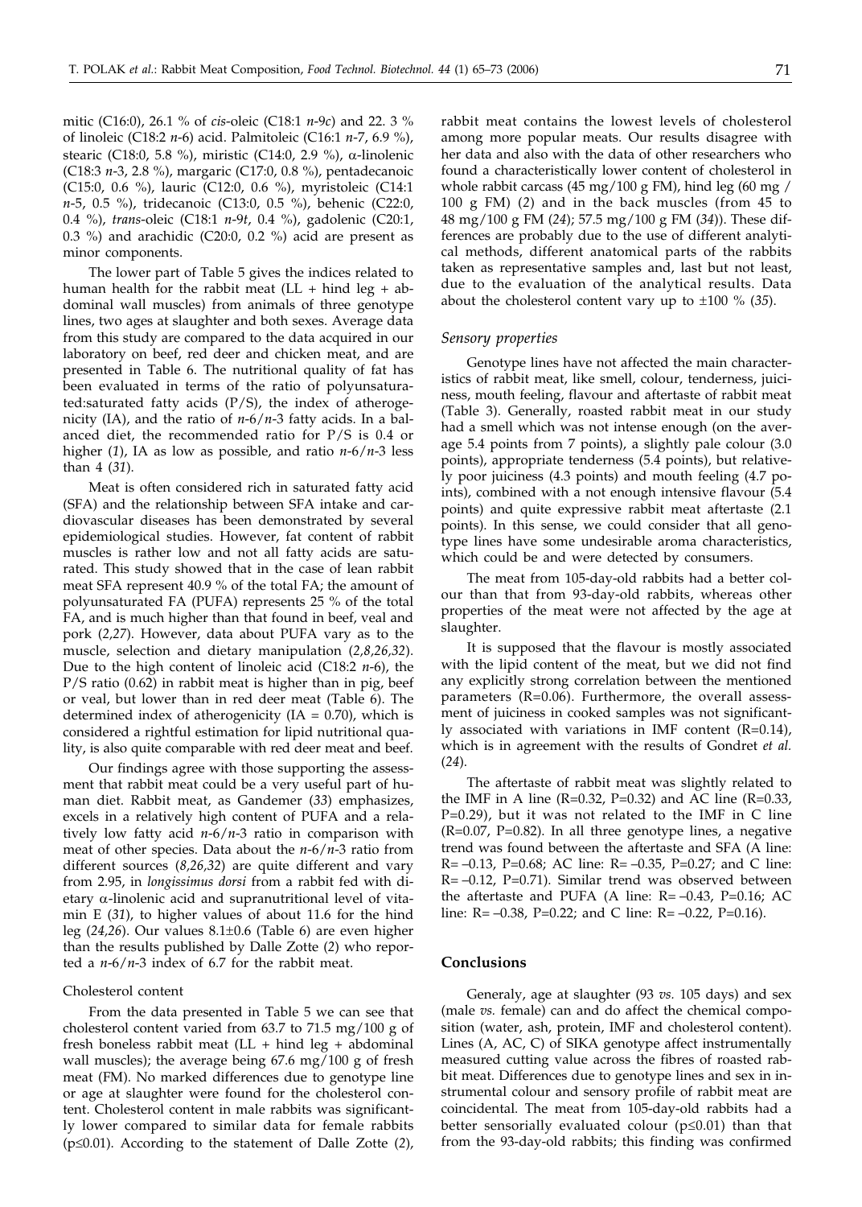mitic (C16:0), 26.1 % of *cis*-oleic (C18:1 *n*-9*c*) and 22. 3 % of linoleic (C18:2 *n*-6) acid. Palmitoleic (C16:1 *n*-7, 6.9 %), stearic (C18:0, 5.8 %), miristic (C14:0, 2.9 %), α-linolenic (C18:3 *n*-3, 2.8 %), margaric (C17:0, 0.8 %), pentadecanoic (C15:0, 0.6 %), lauric (C12:0, 0.6 %), myristoleic (C14:1 *n*-5, 0.5 %), tridecanoic (C13:0, 0.5 %), behenic (C22:0, 0.4 %), *trans*-oleic (C18:1 *n*-9*t*, 0.4 %), gadolenic (C20:1, 0.3 %) and arachidic (C20:0, 0.2 %) acid are present as minor components.

The lower part of Table 5 gives the indices related to human health for the rabbit meat (LL + hind leg + abdominal wall muscles) from animals of three genotype lines, two ages at slaughter and both sexes. Average data from this study are compared to the data acquired in our laboratory on beef, red deer and chicken meat, and are presented in Table 6. The nutritional quality of fat has been evaluated in terms of the ratio of polyunsaturated:saturated fatty acids (P/S), the index of atherogenicity (IA), and the ratio of *n*-6/*n*-3 fatty acids. In a balanced diet, the recommended ratio for P/S is 0.4 or higher (*1*), IA as low as possible, and ratio *n*-6/*n*-3 less than 4 (*31*).

Meat is often considered rich in saturated fatty acid (SFA) and the relationship between SFA intake and cardiovascular diseases has been demonstrated by several epidemiological studies. However, fat content of rabbit muscles is rather low and not all fatty acids are saturated. This study showed that in the case of lean rabbit meat SFA represent 40.9 % of the total FA; the amount of polyunsaturated FA (PUFA) represents 25 % of the total FA, and is much higher than that found in beef, veal and pork (*2,27*). However, data about PUFA vary as to the muscle, selection and dietary manipulation (*2,8,26,32*). Due to the high content of linoleic acid (C18:2 *n*-6), the P/S ratio (0.62) in rabbit meat is higher than in pig, beef or veal, but lower than in red deer meat (Table 6). The determined index of atherogenicity (IA = 0.70), which is considered a rightful estimation for lipid nutritional quality, is also quite comparable with red deer meat and beef.

Our findings agree with those supporting the assessment that rabbit meat could be a very useful part of human diet. Rabbit meat, as Gandemer (*33*) emphasizes, excels in a relatively high content of PUFA and a relatively low fatty acid *n*-6/*n*-3 ratio in comparison with meat of other species. Data about the *n*-6/*n*-3 ratio from different sources (*8,26,32*) are quite different and vary from 2.95, in *longissimus dorsi* from a rabbit fed with dietary α-linolenic acid and supranutritional level of vitamin E (*31*), to higher values of about 11.6 for the hind leg (*24,26*). Our values 8.1±0.6 (Table 6) are even higher than the results published by Dalle Zotte (*2*) who reported a *n*-6/*n*-3 index of 6.7 for the rabbit meat.

### Cholesterol content

From the data presented in Table 5 we can see that cholesterol content varied from 63.7 to 71.5 mg/100 g of fresh boneless rabbit meat (LL + hind leg + abdominal wall muscles); the average being 67.6 mg/100 g of fresh meat (FM). No marked differences due to genotype line or age at slaughter were found for the cholesterol content. Cholesterol content in male rabbits was significantly lower compared to similar data for female rabbits ($p \le 0.01$). According to the statement of Dalle Zotte (*2*), rabbit meat contains the lowest levels of cholesterol among more popular meats. Our results disagree with her data and also with the data of other researchers who found a characteristically lower content of cholesterol in whole rabbit carcass (45 mg/100 g FM), hind leg (60 mg / 100 g FM) (*2*) and in the back muscles (from 45 to 48 mg/100 g FM (*24*); 57.5 mg/100 g FM (*34*)). These differences are probably due to the use of different analytical methods, different anatomical parts of the rabbits taken as representative samples and, last but not least, due to the evaluation of the analytical results. Data about the cholesterol content vary up to ±100 % (*35*).

### *Sensory properties*

Genotype lines have not affected the main characteristics of rabbit meat, like smell, colour, tenderness, juiciness, mouth feeling, flavour and aftertaste of rabbit meat (Table 3). Generally, roasted rabbit meat in our study had a smell which was not intense enough (on the average 5.4 points from 7 points), a slightly pale colour (3.0 points), appropriate tenderness (5.4 points), but relatively poor juiciness (4.3 points) and mouth feeling (4.7 points), combined with a not enough intensive flavour (5.4 points) and quite expressive rabbit meat aftertaste (2.1 points). In this sense, we could consider that all genotype lines have some undesirable aroma characteristics, which could be and were detected by consumers.

The meat from 105-day-old rabbits had a better colour than that from 93-day-old rabbits, whereas other properties of the meat were not affected by the age at slaughter.

It is supposed that the flavour is mostly associated with the lipid content of the meat, but we did not find any explicitly strong correlation between the mentioned parameters (R=0.06). Furthermore, the overall assessment of juiciness in cooked samples was not significantly associated with variations in IMF content (R=0.14), which is in agreement with the results of Gondret *et al.* (*24*).

The aftertaste of rabbit meat was slightly related to the IMF in A line (R=0.32, P=0.32) and AC line (R=0.33, P=0.29), but it was not related to the IMF in C line (R=0.07, P=0.82). In all three genotype lines, a negative trend was found between the aftertaste and SFA (A line: R= –0.13, P=0.68; AC line: R= –0.35, P=0.27; and C line: R= –0.12, P=0.71). Similar trend was observed between the aftertaste and PUFA (A line: R= –0.43, P=0.16; AC line: R= –0.38, P=0.22; and C line: R= –0.22, P=0.16).

## Conclusions

Generaly, age at slaughter (93 *vs.* 105 days) and sex (male *vs.* female) can and do affect the chemical composition (water, ash, protein, IMF and cholesterol content). Lines (A, AC, C) of SIKA genotype affect instrumentally measured cutting value across the fibres of roasted rabbit meat. Differences due to genotype lines and sex in instrumental colour and sensory profile of rabbit meat are coincidental. The meat from 105-day-old rabbits had a better sensorially evaluated colour ($p \le 0.01$) than that from the 93-day-old rabbits; this finding was confirmed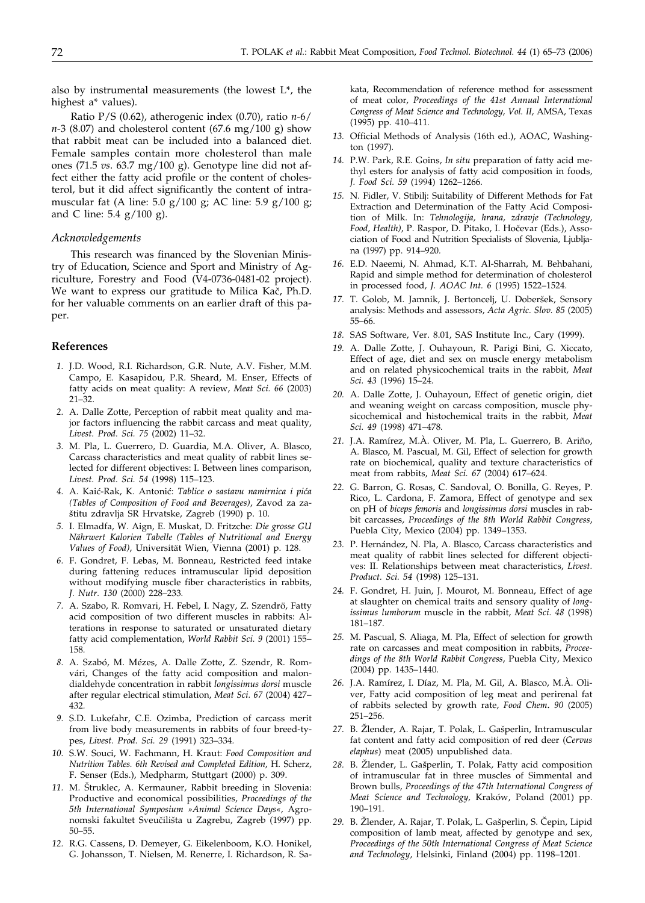also by instrumental measurements (the lowest L*, the highest a* values).

Ratio P/S (0.62), atherogenic index (0.70), ratio *n*-6/*n*-3 (8.07) and cholesterol content (67.6 mg/100 g) show that rabbit meat can be included into a balanced diet. Female samples contain more cholesterol than male ones (71.5 *vs*. 63.7 mg/100 g). Genotype line did not affect either the fatty acid profile or the content of cholesterol, but it did affect significantly the content of intramuscular fat (A line: 5.0 g/100 g; AC line: 5.9 g/100 g; and C line: 5.4 g/100 g).

### *Acknowledgements*

This research was financed by the Slovenian Ministry of Education, Science and Sport and Ministry of Agriculture, Forestry and Food (V4-0736-0481-02 project). We want to express our gratitude to Milica Kač, Ph.D. for her valuable comments on an earlier draft of this paper.

## References

1. J.D. Wood, R.I. Richardson, G.R. Nute, A.V. Fisher, M.M. Campo, E. Kasapidou, P.R. Sheard, M. Enser, Effects of fatty acids on meat quality: A review, *Meat Sci. 66* (2003) 21–32.
2. A. Dalle Zotte, Perception of rabbit meat quality and major factors influencing the rabbit carcass and meat quality, *Livest. Prod. Sci. 75* (2002) 11–32.
3. M. Pla, L. Guerrero, D. Guardia, M.A. Oliver, A. Blasco, Carcass characteristics and meat quality of rabbit lines selected for different objectives: I. Between lines comparison, *Livest. Prod. Sci. 54* (1998) 115–123.
4. A. Kaić-Rak, K. Antonić: *Tablice o sastavu namirnica i pića (Tables of Composition of Food and Beverages)*, Zavod za zaštitu zdravlja SR Hrvatske, Zagreb (1990) p. 10.
5. I. Elmadfa, W. Aign, E. Muskat, D. Fritzche: *Die grosse GU Nährwert Kalorien Tabelle (Tables of Nutritional and Energy Values of Food)*, Universität Wien, Vienna (2001) p. 128.
6. F. Gondret, F. Lebas, M. Bonneau, Restricted feed intake during fattening reduces intramuscular lipid deposition without modifying muscle fiber characteristics in rabbits, *J. Nutr. 130* (2000) 228–233.
7. A. Szabo, R. Romvari, H. Febel, I. Nagy, Z. Szendrö, Fatty acid composition of two different muscles in rabbits: Alterations in response to saturated or unsaturated dietary fatty acid complementation, *World Rabbit Sci. 9* (2001) 155–158.
8. A. Szabó, M. Mézes, A. Dalle Zotte, Z. Szendr, R. Romvári, Changes of the fatty acid composition and malondialdehyde concentration in rabbit *longissimus dorsi* muscle after regular electrical stimulation, *Meat Sci. 67* (2004) 427–432.
9. S.D. Lukefahr, C.E. Ozimba, Prediction of carcass merit from live body measurements in rabbits of four breed-types, *Livest. Prod. Sci. 29* (1991) 323–334.
10. S.W. Souci, W. Fachmann, H. Kraut: *Food Composition and Nutrition Tables. 6th Revised and Completed Edition*, H. Scherz, F. Senser (Eds.), Medpharm, Stuttgart (2000) p. 309.
11. M. Štruklec, A. Kermauner, Rabbit breeding in Slovenia: Productive and economical possibilities, *Proceedings of the 5th International Symposium »Animal Science Days«*, Agronomski fakultet Sveučilišta u Zagrebu, Zagreb (1997) pp. 50–55.
12. R.G. Cassens, D. Demeyer, G. Eikelenboom, K.O. Honikel, G. Johansson, T. Nielsen, M. Renerre, I. Richardson, R. Sakata, Recommendation of reference method for assessment of meat color, *Proceedings of the 41st Annual International Congress of Meat Science and Technology, Vol. II*, AMSA, Texas (1995) pp. 410–411.
13. Official Methods of Analysis (16th ed.), AOAC, Washington (1997).
14. P.W. Park, R.E. Goins, *In situ* preparation of fatty acid methyl esters for analysis of fatty acid composition in foods, *J. Food Sci. 59* (1994) 1262–1266.
15. N. Fidler, V. Stibilj: Suitability of Different Methods for Fat Extraction and Determination of the Fatty Acid Composition of Milk. In: *Tehnologija, hrana, zdravje (Technology, Food, Health)*, P. Raspor, D. Pitako, I. Hočevar (Eds.), Association of Food and Nutrition Specialists of Slovenia, Ljubljana (1997) pp. 914–920.
16. E.D. Naeemi, N. Ahmad, K.T. Al-Sharrah, M. Behbahani, Rapid and simple method for determination of cholesterol in processed food, *J. AOAC Int. 6* (1995) 1522–1524.
17. T. Golob, M. Jamnik, J. Bertoncelj, U. Doberšek, Sensory analysis: Methods and assessors, *Acta Agric. Slov. 85* (2005) 55–66.
18. SAS Software, Ver. 8.01, SAS Institute Inc., Cary (1999).
19. A. Dalle Zotte, J. Ouhayoun, R. Parigi Bini, G. Xiccato, Effect of age, diet and sex on muscle energy metabolism and on related physicochemical traits in the rabbit, *Meat Sci. 43* (1996) 15–24.
20. A. Dalle Zotte, J. Ouhayoun, Effect of genetic origin, diet and weaning weight on carcass composition, muscle physicochemical and histochemical traits in the rabbit, *Meat Sci. 49* (1998) 471–478.
21. J.A. Ramírez, M.À. Oliver, M. Pla, L. Guerrero, B. Ariño, A. Blasco, M. Pascual, M. Gil, Effect of selection for growth rate on biochemical, quality and texture characteristics of meat from rabbits, *Meat Sci. 67* (2004) 617–624.
22. G. Barron, G. Rosas, C. Sandoval, O. Bonilla, G. Reyes, P. Rico, L. Cardona, F. Zamora, Effect of genotype and sex on pH of *biceps femoris* and *longissimus dorsi* muscles in rabbit carcasses, *Proceedings of the 8th World Rabbit Congress*, Puebla City, Mexico (2004) pp. 1349–1353.
23. P. Hernández, N. Pla, A. Blasco, Carcass characteristics and meat quality of rabbit lines selected for different objectives: II. Relationships between meat characteristics, *Livest. Product. Sci. 54* (1998) 125–131.
24. F. Gondret, H. Juin, J. Mourot, M. Bonneau, Effect of age at slaughter on chemical traits and sensory quality of *longissimus lumborum* muscle in the rabbit, *Meat Sci. 48* (1998) 181–187.
25. M. Pascual, S. Aliaga, M. Pla, Effect of selection for growth rate on carcasses and meat composition in rabbits, *Proceedings of the 8th World Rabbit Congress*, Puebla City, Mexico (2004) pp. 1435–1440.
26. J.A. Ramírez, I. Díaz, M. Pla, M. Gil, A. Blasco, M.À. Oliver, Fatty acid composition of leg meat and perirenal fat of rabbits selected by growth rate, *Food Chem. 90* (2005) 251–256.
27. B. Žlender, A. Rajar, T. Polak, L. Gašperlin, Intramuscular fat content and fatty acid composition of red deer (*Cervus elaphus*) meat (2005) unpublished data.
28. B. Žlender, L. Gašperlin, T. Polak, Fatty acid composition of intramuscular fat in three muscles of Simmental and Brown bulls, *Proceedings of the 47th International Congress of Meat Science and Technology,* Kraków, Poland (2001) pp. 190–191.
29. B. Žlender, A. Rajar, T. Polak, L. Gašperlin, S. Čepin, Lipid composition of lamb meat, affected by genotype and sex, *Proceedings of the 50th International Congress of Meat Science and Technology*, Helsinki, Finland (2004) pp. 1198–1201.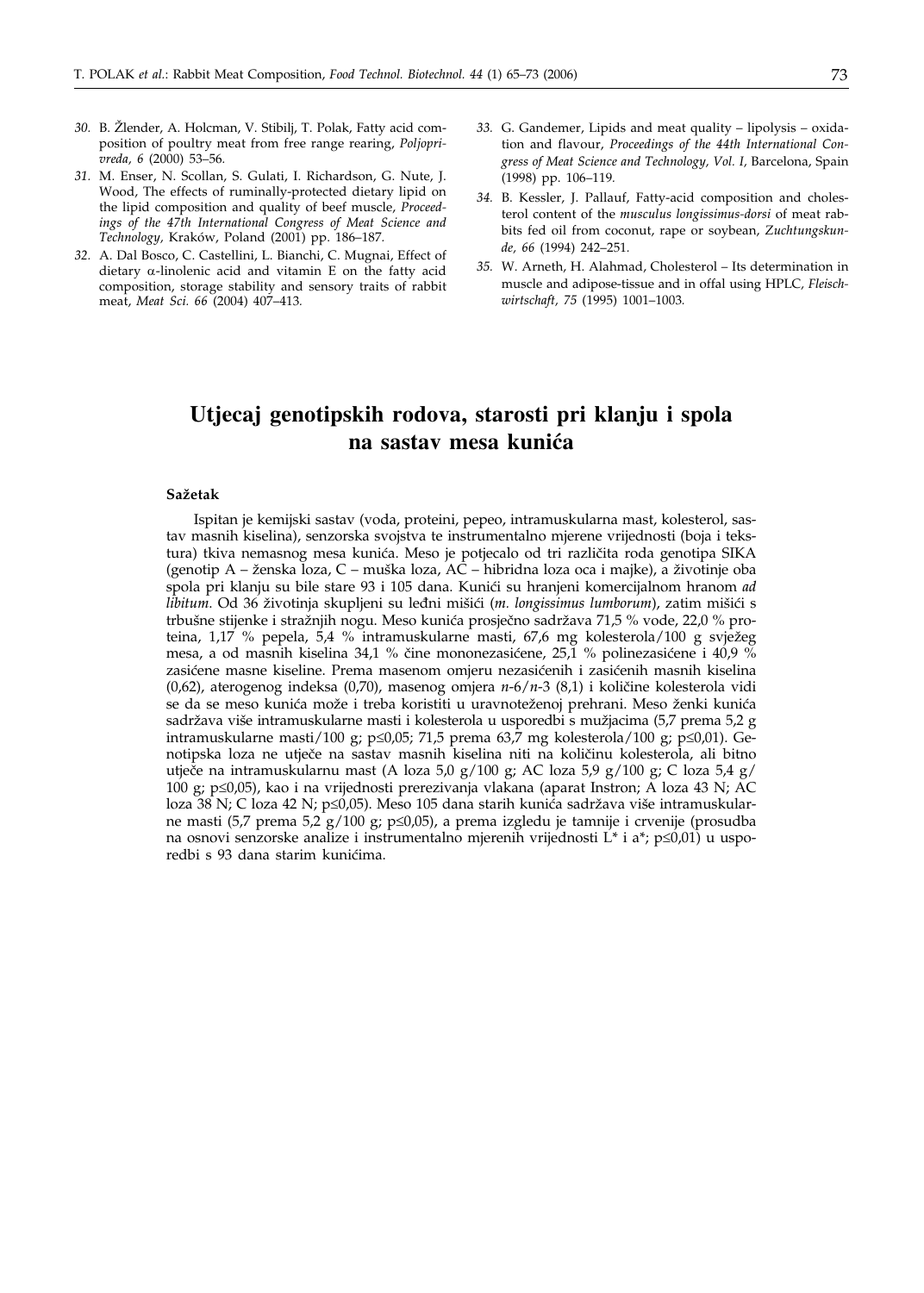*30.* B. Žlender, A. Holcman, V. Stibilj, T. Polak, Fatty acid composition of poultry meat from free range rearing, *Poljoprivreda, 6* (2000) 53–56.

*31.* M. Enser, N. Scollan, S. Gulati, I. Richardson, G. Nute, J. Wood, The effects of ruminally-protected dietary lipid on the lipid composition and quality of beef muscle, *Proceedings of the 47th International Congress of Meat Science and Technology*, Kraków, Poland (2001) pp. 186–187.

*32.* A. Dal Bosco, C. Castellini, L. Bianchi, C. Mugnai, Effect of dietary α-linolenic acid and vitamin E on the fatty acid composition, storage stability and sensory traits of rabbit meat, *Meat Sci. 66* (2004) 407–413.

*33.* G. Gandemer, Lipids and meat quality – lipolysis – oxidation and flavour, *Proceedings of the 44th International Congress of Meat Science and Technology, Vol. I*, Barcelona, Spain (1998) pp. 106–119.

*34.* B. Kessler, J. Pallauf, Fatty-acid composition and cholesterol content of the *musculus longissimus-dorsi* of meat rabbits fed oil from coconut, rape or soybean, *Zuchtungskunde, 66* (1994) 242–251.

*35.* W. Arneth, H. Alahmad, Cholesterol – Its determination in muscle and adipose-tissue and in offal using HPLC, *Fleischwirtschaft, 75* (1995) 1001–1003.

# Utjecaj genotipskih rodova, starosti pri klanju i spola na sastav mesa kunića

**Sažetak**

Ispitan je kemijski sastav (voda, proteini, pepeo, intramuskularna mast, kolesterol, sastav masnih kiselina), senzorska svojstva te instrumentalno mjerene vrijednosti (boja i tekstura) tkiva nemasnog mesa kunića. Meso je potjecalo od tri različita roda genotipa SIKA (genotip A – ženska loza, C – muška loza, AC – hibridna loza oca i majke), a životinje oba spola pri klanju su bile stare 93 i 105 dana. Kunići su hranjeni komercijalnom hranom *ad libitum*. Od 36 životinja skupljeni su leđni mišići (*m. longissimus lumborum*), zatim mišići s trbušne stijenke i stražnjih nogu. Meso kunića prosječno sadržava 71,5 % vode, 22,0 % proteina, 1,17 % pepela, 5,4 % intramuskularne masti, 67,6 mg kolesterola/100 g svježeg mesa, a od masnih kiselina 34,1 % čine mononezasićene, 25,1 % polinezasićene i 40,9 % zasićene masne kiseline. Prema masenom omjeru nezasićenih i zasićenih masnih kiselina (0,62), aterogenog indeksa (0,70), masenog omjera $n$-6/$n$-3 (8,1) i količine kolesterola vidi se da se meso kunića može i treba koristiti u uravnoteženoj prehrani. Meso ženki kunića sadržava više intramuskularne masti i kolesterola u usporedbi s mužjacima (5,7 prema 5,2 g intramuskularne masti/100 g; $p \leq 0{,}05$; 71,5 prema 63,7 mg kolesterola/100 g; $p \leq 0{,}01$). Genotipska loza ne utječe na sastav masnih kiselina niti na količinu kolesterola, ali bitno utječe na intramuskularnu mast (A loza 5,0 g/100 g; AC loza 5,9 g/100 g; C loza 5,4 g/100 g; $p \leq 0{,}05$), kao i na vrijednosti prerezivanja vlakana (aparat Instron; A loza 43 N; AC loza 38 N; C loza 42 N; $p \leq 0{,}05$). Meso 105 dana starih kunića sadržava više intramuskularne masti (5,7 prema 5,2 g/100 g; $p \leq 0{,}05$), a prema izgledu je tamnije i crvenije (prosudba na osnovi senzorske analize i instrumentalno mjerenih vrijednosti $L^*$ i $a^*$; $p \leq 0{,}01$) u usporedbi s 93 dana starim kunićima.